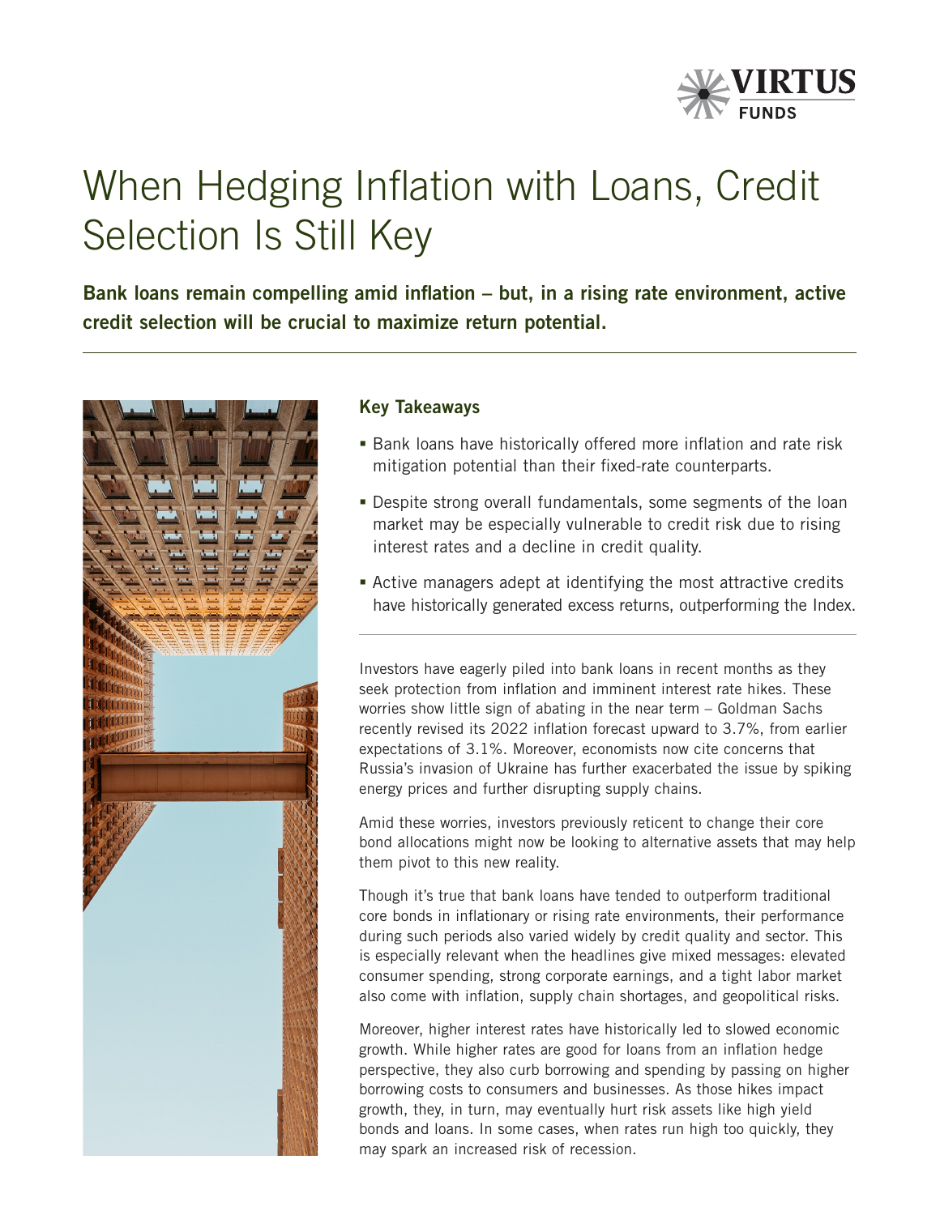# When Hedging Inflation with Loans, Credit Selection Is Still Key

**Bank loans remain compelling amid inflation – but, in a rising rate environment, active credit selection will be crucial to maximize return potential.**

## Key Takeaways

- Bank loans have historically offered more inflation and rate risk mitigation potential than their fixed-rate counterparts.
- Despite strong overall fundamentals, some segments of the loan market may be especially vulnerable to credit risk due to rising interest rates and a decline in credit quality.
- Active managers adept at identifying the most attractive credits have historically generated excess returns, outperforming the Index.

Investors have eagerly piled into bank loans in recent months as they seek protection from inflation and imminent interest rate hikes. These worries show little sign of abating in the near term – Goldman Sachs recently revised its 2022 inflation forecast upward to 3.7%, from earlier expectations of 3.1%. Moreover, economists now cite concerns that Russia's invasion of Ukraine has further exacerbated the issue by spiking energy prices and further disrupting supply chains.

Amid these worries, investors previously reticent to change their core bond allocations might now be looking to alternative assets that may help them pivot to this new reality.

Though it's true that bank loans have tended to outperform traditional core bonds in inflationary or rising rate environments, their performance during such periods also varied widely by credit quality and sector. This is especially relevant when the headlines give mixed messages: elevated consumer spending, strong corporate earnings, and a tight labor market also come with inflation, supply chain shortages, and geopolitical risks.

Moreover, higher interest rates have historically led to slowed economic growth. While higher rates are good for loans from an inflation hedge perspective, they also curb borrowing and spending by passing on higher borrowing costs to consumers and businesses. As those hikes impact growth, they, in turn, may eventually hurt risk assets like high yield bonds and loans. In some cases, when rates run high too quickly, they may spark an increased risk of recession.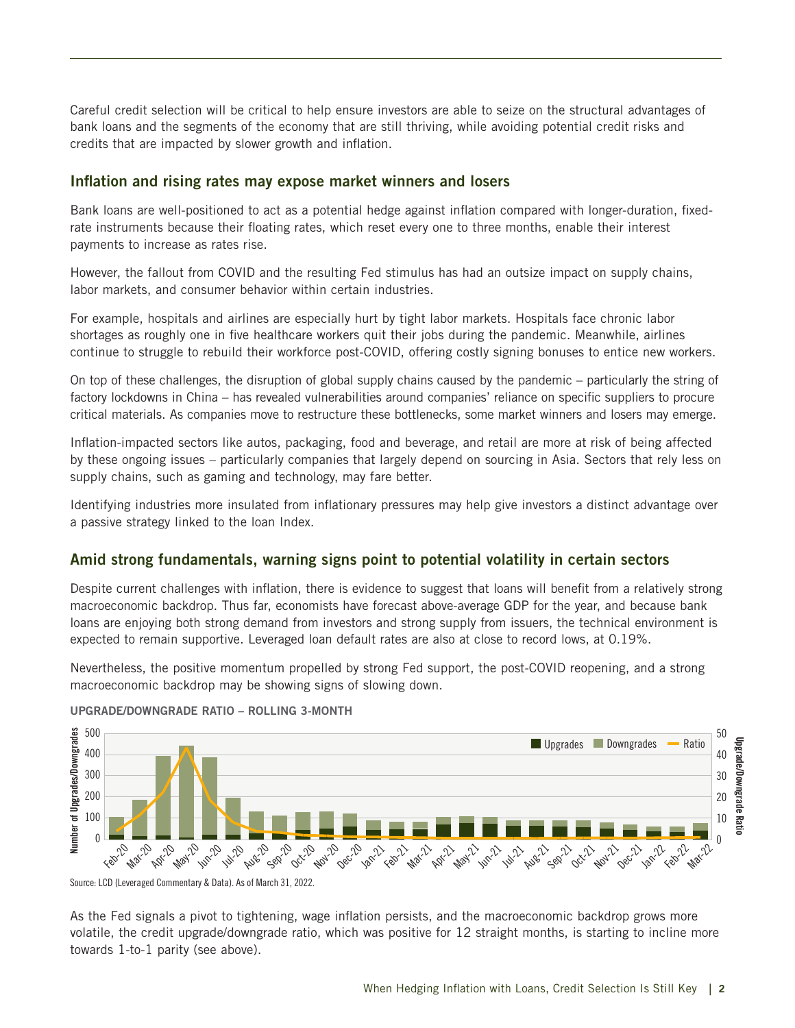Careful credit selection will be critical to help ensure investors are able to seize on the structural advantages of bank loans and the segments of the economy that are still thriving, while avoiding potential credit risks and credits that are impacted by slower growth and inflation.

## Inflation and rising rates may expose market winners and losers

Bank loans are well-positioned to act as a potential hedge against inflation compared with longer-duration, fixed-rate instruments because their floating rates, which reset every one to three months, enable their interest payments to increase as rates rise.

However, the fallout from COVID and the resulting Fed stimulus has had an outsize impact on supply chains, labor markets, and consumer behavior within certain industries.

For example, hospitals and airlines are especially hurt by tight labor markets. Hospitals face chronic labor shortages as roughly one in five healthcare workers quit their jobs during the pandemic. Meanwhile, airlines continue to struggle to rebuild their workforce post-COVID, offering costly signing bonuses to entice new workers.

On top of these challenges, the disruption of global supply chains caused by the pandemic – particularly the string of factory lockdowns in China – has revealed vulnerabilities around companies' reliance on specific suppliers to procure critical materials. As companies move to restructure these bottlenecks, some market winners and losers may emerge.

Inflation-impacted sectors like autos, packaging, food and beverage, and retail are more at risk of being affected by these ongoing issues – particularly companies that largely depend on sourcing in Asia. Sectors that rely less on supply chains, such as gaming and technology, may fare better.

Identifying industries more insulated from inflationary pressures may help give investors a distinct advantage over a passive strategy linked to the loan Index.

## Amid strong fundamentals, warning signs point to potential volatility in certain sectors

Despite current challenges with inflation, there is evidence to suggest that loans will benefit from a relatively strong macroeconomic backdrop. Thus far, economists have forecast above-average GDP for the year, and because bank loans are enjoying both strong demand from investors and strong supply from issuers, the technical environment is expected to remain supportive. Leveraged loan default rates are also at close to record lows, at 0.19%.

Nevertheless, the positive momentum propelled by strong Fed support, the post-COVID reopening, and a strong macroeconomic backdrop may be showing signs of slowing down.

**UPGRADE/DOWNGRADE RATIO – ROLLING 3-MONTH**

Source: LCD (Leveraged Commentary & Data). As of March 31, 2022.

As the Fed signals a pivot to tightening, wage inflation persists, and the macroeconomic backdrop grows more volatile, the credit upgrade/downgrade ratio, which was positive for 12 straight months, is starting to incline more towards 1-to-1 parity (see above).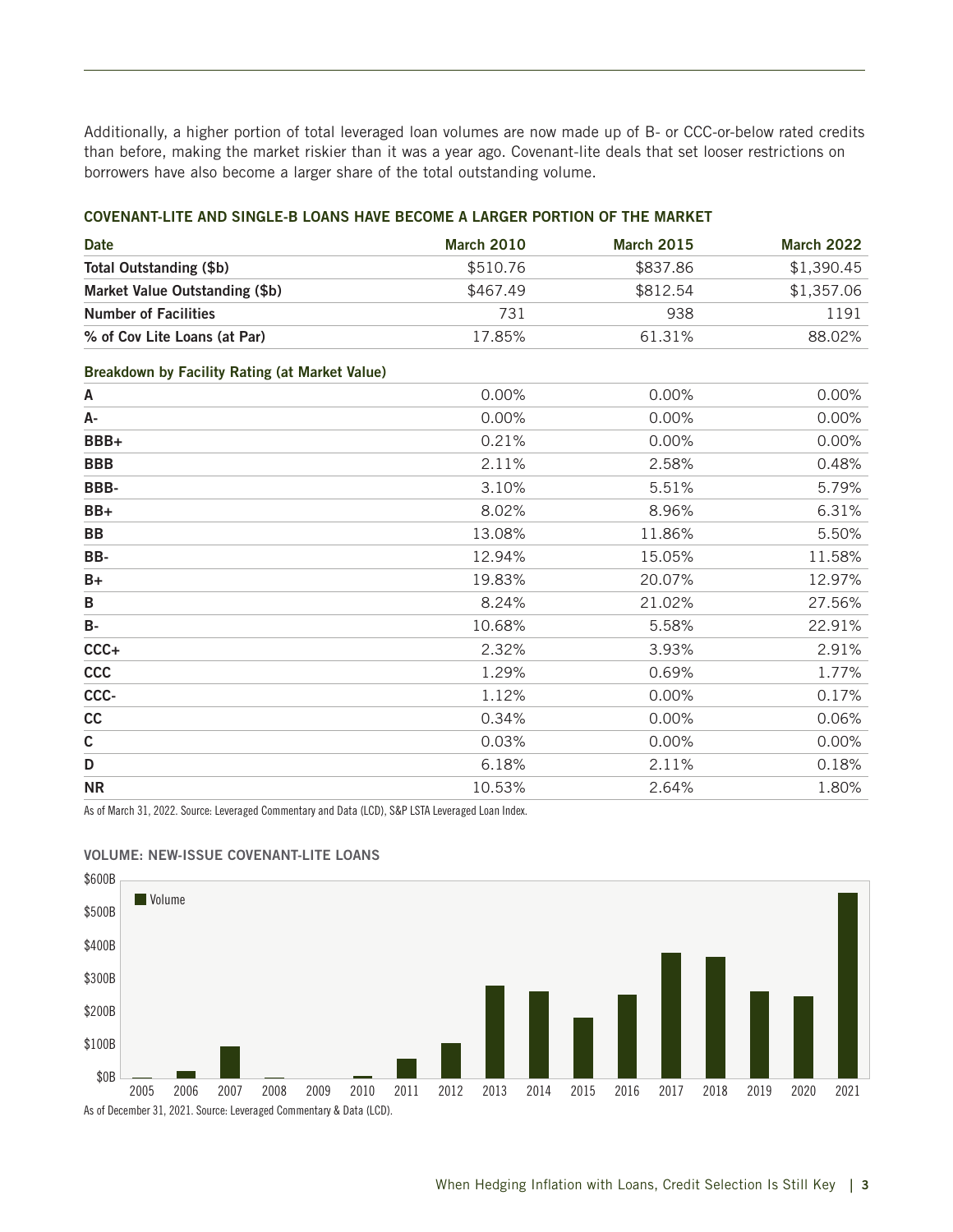Additionally, a higher portion of total leveraged loan volumes are now made up of B- or CCC-or-below rated credits than before, making the market riskier than it was a year ago. Covenant-lite deals that set looser restrictions on borrowers have also become a larger share of the total outstanding volume.

### COVENANT-LITE AND SINGLE-B LOANS HAVE BECOME A LARGER PORTION OF THE MARKET

| Date | March 2010 | March 2015 | March 2022 |
|---|---|---|---|
| **Total Outstanding ($b)** | $510.76 | $837.86 | $1,390.45 |
| **Market Value Outstanding ($b)** | $467.49 | $812.54 | $1,357.06 |
| **Number of Facilities** | 731 | 938 | 1191 |
| **% of Cov Lite Loans (at Par)** | 17.85% | 61.31% | 88.02% |
| **Breakdown by Facility Rating (at Market Value)** | | | |
| **A** | 0.00% | 0.00% | 0.00% |
| **A-** | 0.00% | 0.00% | 0.00% |
| **BBB+** | 0.21% | 0.00% | 0.00% |
| **BBB** | 2.11% | 2.58% | 0.48% |
| **BBB-** | 3.10% | 5.51% | 5.79% |
| **BB+** | 8.02% | 8.96% | 6.31% |
| **BB** | 13.08% | 11.86% | 5.50% |
| **BB-** | 12.94% | 15.05% | 11.58% |
| **B+** | 19.83% | 20.07% | 12.97% |
| **B** | 8.24% | 21.02% | 27.56% |
| **B-** | 10.68% | 5.58% | 22.91% |
| **CCC+** | 2.32% | 3.93% | 2.91% |
| **CCC** | 1.29% | 0.69% | 1.77% |
| **CCC-** | 1.12% | 0.00% | 0.17% |
| **CC** | 0.34% | 0.00% | 0.06% |
| **C** | 0.03% | 0.00% | 0.00% |
| **D** | 6.18% | 2.11% | 0.18% |
| **NR** | 10.53% | 2.64% | 1.80% |

As of March 31, 2022. Source: Leveraged Commentary and Data (LCD), S&P LSTA Leveraged Loan Index.

### VOLUME: NEW-ISSUE COVENANT-LITE LOANS

As of December 31, 2021. Source: Leveraged Commentary & Data (LCD).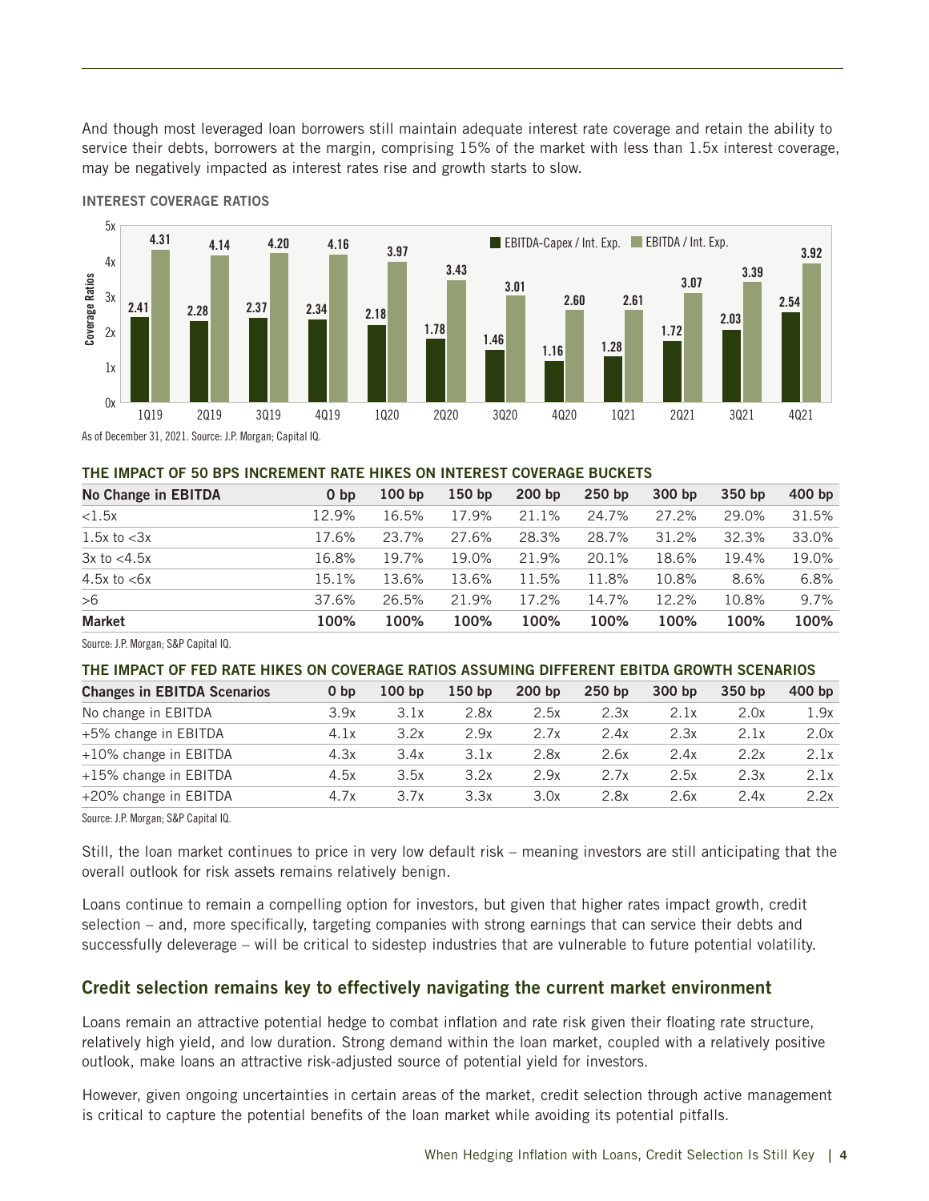And though most leveraged loan borrowers still maintain adequate interest rate coverage and retain the ability to service their debts, borrowers at the margin, comprising 15% of the market with less than 1.5x interest coverage, may be negatively impacted as interest rates rise and growth starts to slow.

**INTEREST COVERAGE RATIOS**

| Coverage Ratios | 1Q19 | 2Q19 | 3Q19 | 4Q19 | 1Q20 | 2Q20 | 3Q20 | 4Q20 | 1Q21 | 2Q21 | 3Q21 | 4Q21 |
|---|---|---|---|---|---|---|---|---|---|---|---|---|
| EBITDA-Capex / Int. Exp. | 2.41 | 2.28 | 2.37 | 2.34 | 2.18 | 1.78 | 1.46 | 1.16 | 1.28 | 1.72 | 2.03 | 2.54 |
| EBITDA / Int. Exp. | 4.31 | 4.14 | 4.20 | 4.16 | 3.97 | 3.43 | 3.01 | 2.60 | 2.61 | 3.07 | 3.39 | 3.92 |

As of December 31, 2021. Source: J.P. Morgan; Capital IQ.

**THE IMPACT OF 50 BPS INCREMENT RATE HIKES ON INTEREST COVERAGE BUCKETS**

| No Change in EBITDA | 0 bp | 100 bp | 150 bp | 200 bp | 250 bp | 300 bp | 350 bp | 400 bp |
|---|---|---|---|---|---|---|---|---|
| <1.5x | 12.9% | 16.5% | 17.9% | 21.1% | 24.7% | 27.2% | 29.0% | 31.5% |
| 1.5x to <3x | 17.6% | 23.7% | 27.6% | 28.3% | 28.7% | 31.2% | 32.3% | 33.0% |
| 3x to <4.5x | 16.8% | 19.7% | 19.0% | 21.9% | 20.1% | 18.6% | 19.4% | 19.0% |
| 4.5x to <6x | 15.1% | 13.6% | 13.6% | 11.5% | 11.8% | 10.8% | 8.6% | 6.8% |
| >6 | 37.6% | 26.5% | 21.9% | 17.2% | 14.7% | 12.2% | 10.8% | 9.7% |
| **Market** | **100%** | **100%** | **100%** | **100%** | **100%** | **100%** | **100%** | **100%** |

Source: J.P. Morgan; S&P Capital IQ.

**THE IMPACT OF FED RATE HIKES ON COVERAGE RATIOS ASSUMING DIFFERENT EBITDA GROWTH SCENARIOS**

| Changes in EBITDA Scenarios | 0 bp | 100 bp | 150 bp | 200 bp | 250 bp | 300 bp | 350 bp | 400 bp |
|---|---|---|---|---|---|---|---|---|
| No change in EBITDA | 3.9x | 3.1x | 2.8x | 2.5x | 2.3x | 2.1x | 2.0x | 1.9x |
| +5% change in EBITDA | 4.1x | 3.2x | 2.9x | 2.7x | 2.4x | 2.3x | 2.1x | 2.0x |
| +10% change in EBITDA | 4.3x | 3.4x | 3.1x | 2.8x | 2.6x | 2.4x | 2.2x | 2.1x |
| +15% change in EBITDA | 4.5x | 3.5x | 3.2x | 2.9x | 2.7x | 2.5x | 2.3x | 2.1x |
| +20% change in EBITDA | 4.7x | 3.7x | 3.3x | 3.0x | 2.8x | 2.6x | 2.4x | 2.2x |

Source: J.P. Morgan; S&P Capital IQ.

Still, the loan market continues to price in very low default risk – meaning investors are still anticipating that the overall outlook for risk assets remains relatively benign.

Loans continue to remain a compelling option for investors, but given that higher rates impact growth, credit selection – and, more specifically, targeting companies with strong earnings that can service their debts and successfully deleverage – will be critical to sidestep industries that are vulnerable to future potential volatility.

## Credit selection remains key to effectively navigating the current market environment

Loans remain an attractive potential hedge to combat inflation and rate risk given their floating rate structure, relatively high yield, and low duration. Strong demand within the loan market, coupled with a relatively positive outlook, make loans an attractive risk-adjusted source of potential yield for investors.

However, given ongoing uncertainties in certain areas of the market, credit selection through active management is critical to capture the potential benefits of the loan market while avoiding its potential pitfalls.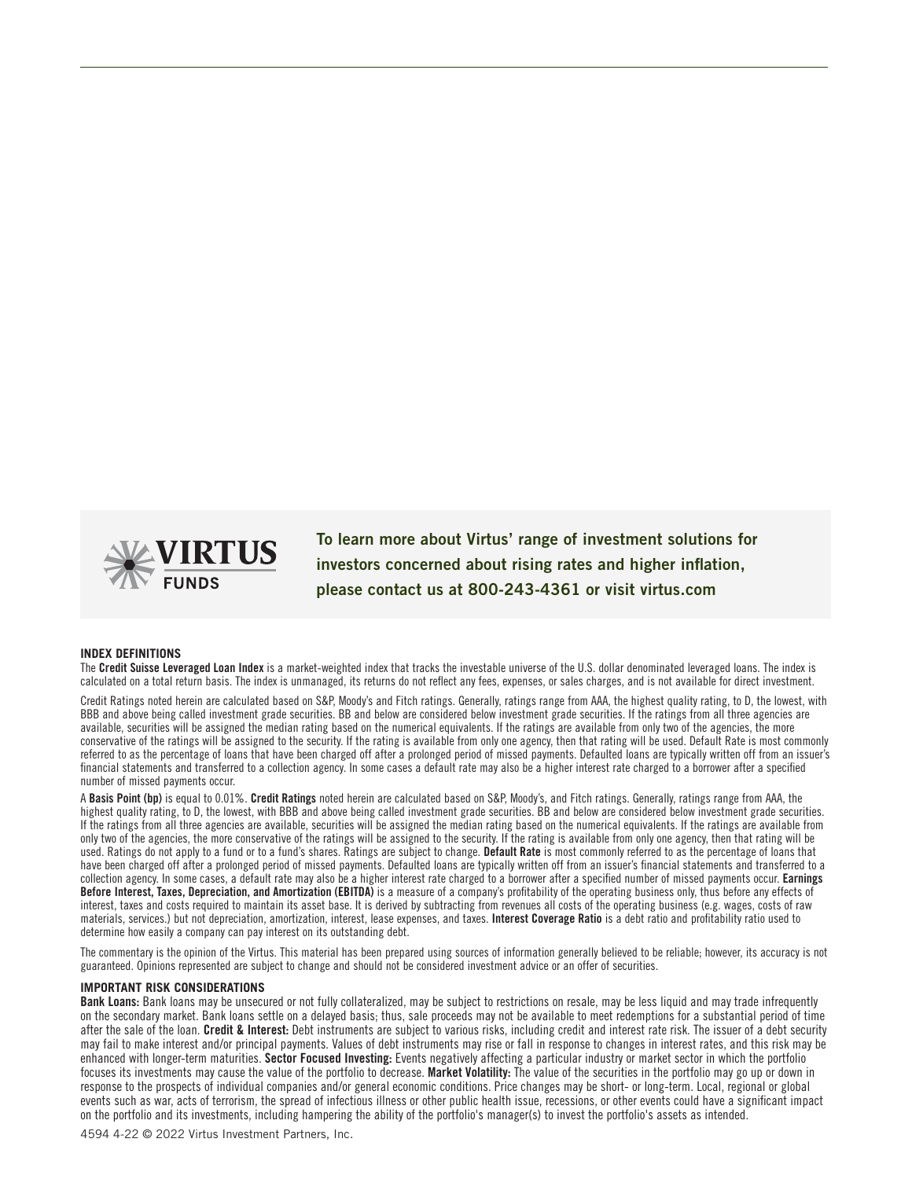VIRTUS FUNDS

**To learn more about Virtus' range of investment solutions for investors concerned about rising rates and higher inflation, please contact us at 800-243-4361 or visit virtus.com**

**INDEX DEFINITIONS**

The **Credit Suisse Leveraged Loan Index** is a market-weighted index that tracks the investable universe of the U.S. dollar denominated leveraged loans. The index is calculated on a total return basis. The index is unmanaged, its returns do not reflect any fees, expenses, or sales charges, and is not available for direct investment.

Credit Ratings noted herein are calculated based on S&P, Moody's and Fitch ratings. Generally, ratings range from AAA, the highest quality rating, to D, the lowest, with BBB and above being called investment grade securities. BB and below are considered below investment grade securities. If the ratings from all three agencies are available, securities will be assigned the median rating based on the numerical equivalents. If the ratings are available from only two of the agencies, the more conservative of the ratings will be assigned to the security. If the rating is available from only one agency, then that rating will be used. Default Rate is most commonly referred to as the percentage of loans that have been charged off after a prolonged period of missed payments. Defaulted loans are typically written off from an issuer's financial statements and transferred to a collection agency. In some cases a default rate may also be a higher interest rate charged to a borrower after a specified number of missed payments occur.

A **Basis Point (bp)** is equal to 0.01%. **Credit Ratings** noted herein are calculated based on S&P, Moody's, and Fitch ratings. Generally, ratings range from AAA, the highest quality rating, to D, the lowest, with BBB and above being called investment grade securities. BB and below are considered below investment grade securities. If the ratings from all three agencies are available, securities will be assigned the median rating based on the numerical equivalents. If the ratings are available from only two of the agencies, the more conservative of the ratings will be assigned to the security. If the rating is available from only one agency, then that rating will be used. Ratings do not apply to a fund or to a fund's shares. Ratings are subject to change. **Default Rate** is most commonly referred to as the percentage of loans that have been charged off after a prolonged period of missed payments. Defaulted loans are typically written off from an issuer's financial statements and transferred to a collection agency. In some cases, a default rate may also be a higher interest rate charged to a borrower after a specified number of missed payments occur. **Earnings Before Interest, Taxes, Depreciation, and Amortization (EBITDA)** is a measure of a company's profitability of the operating business only, thus before any effects of interest, taxes and costs required to maintain its asset base. It is derived by subtracting from revenues all costs of the operating business (e.g. wages, costs of raw materials, services.) but not depreciation, amortization, interest, lease expenses, and taxes. **Interest Coverage Ratio** is a debt ratio and profitability ratio used to determine how easily a company can pay interest on its outstanding debt.

The commentary is the opinion of the Virtus. This material has been prepared using sources of information generally believed to be reliable; however, its accuracy is not guaranteed. Opinions represented are subject to change and should not be considered investment advice or an offer of securities.

**IMPORTANT RISK CONSIDERATIONS**

**Bank Loans:** Bank loans may be unsecured or not fully collateralized, may be subject to restrictions on resale, may be less liquid and may trade infrequently on the secondary market. Bank loans settle on a delayed basis; thus, sale proceeds may not be available to meet redemptions for a substantial period of time after the sale of the loan. **Credit & Interest:** Debt instruments are subject to various risks, including credit and interest rate risk. The issuer of a debt security may fail to make interest and/or principal payments. Values of debt instruments may rise or fall in response to changes in interest rates, and this risk may be enhanced with longer-term maturities. **Sector Focused Investing:** Events negatively affecting a particular industry or market sector in which the portfolio focuses its investments may cause the value of the portfolio to decrease. **Market Volatility:** The value of the securities in the portfolio may go up or down in response to the prospects of individual companies and/or general economic conditions. Price changes may be short- or long-term. Local, regional or global events such as war, acts of terrorism, the spread of infectious illness or other public health issue, recessions, or other events could have a significant impact on the portfolio and its investments, including hampering the ability of the portfolio's manager(s) to invest the portfolio's assets as intended.

4594 4-22 © 2022 Virtus Investment Partners, Inc.